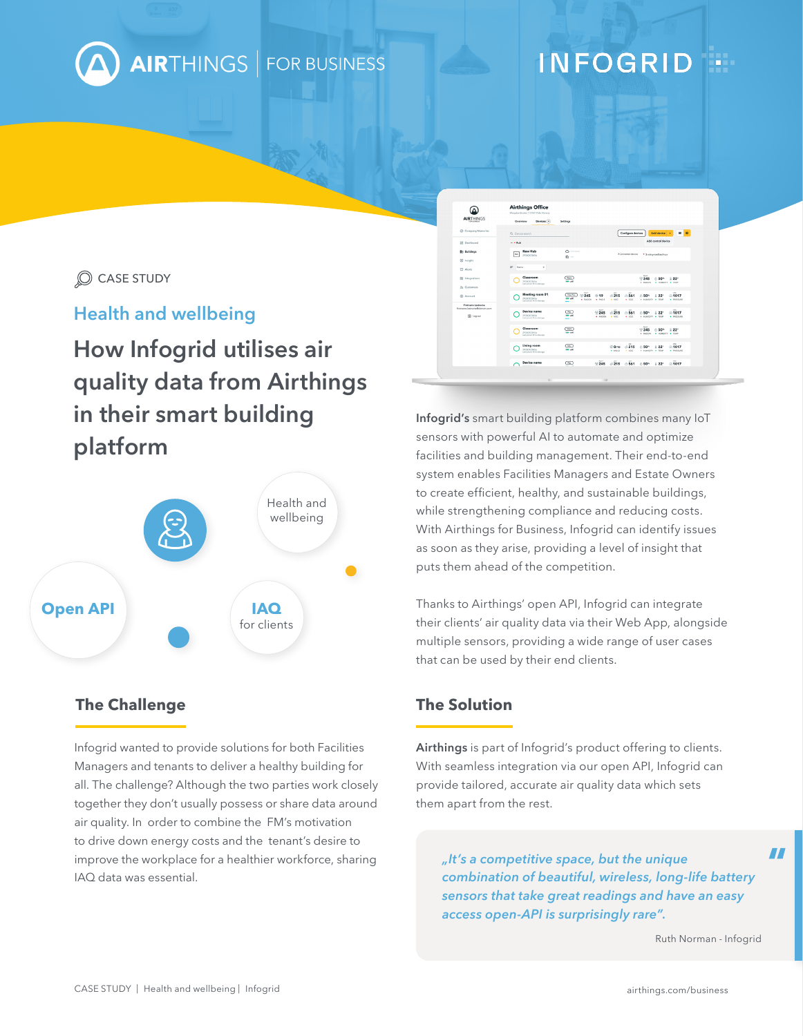AIRTHINGS | FOR BUSINESS

INFOGRID

CASE STUDY

## Health and wellbeing

# How Infogrid utilises air quality data from Airthings in their smart building platform

Health and wellbeing

**Open API**

**IAQ** for clients

**Infogrid's** smart building platform combines many IoT sensors with powerful AI to automate and optimize facilities and building management. Their end-to-end system enables Facilities Managers and Estate Owners to create efficient, healthy, and sustainable buildings, while strengthening compliance and reducing costs. With Airthings for Business, Infogrid can identify issues as soon as they arise, providing a level of insight that puts them ahead of the competition.

Thanks to Airthings' open API, Infogrid can integrate their clients' air quality data via their Web App, alongside multiple sensors, providing a wide range of user cases that can be used by their end clients.

## The Challenge

Infogrid wanted to provide solutions for both Facilities Managers and tenants to deliver a healthy building for all. The challenge? Although the two parties work closely together they don't usually possess or share data around air quality. In order to combine the FM's motivation to drive down energy costs and the tenant's desire to improve the workplace for a healthier workforce, sharing IAQ data was essential.

## The Solution

**Airthings** is part of Infogrid's product offering to clients. With seamless integration via our open API, Infogrid can provide tailored, accurate air quality data which sets them apart from the rest.

> *„It's a competitive space, but the unique combination of beautiful, wireless, long-life battery sensors that take great readings and have an easy access open-API is surprisingly rare".*
>
> Ruth Norman - Infogrid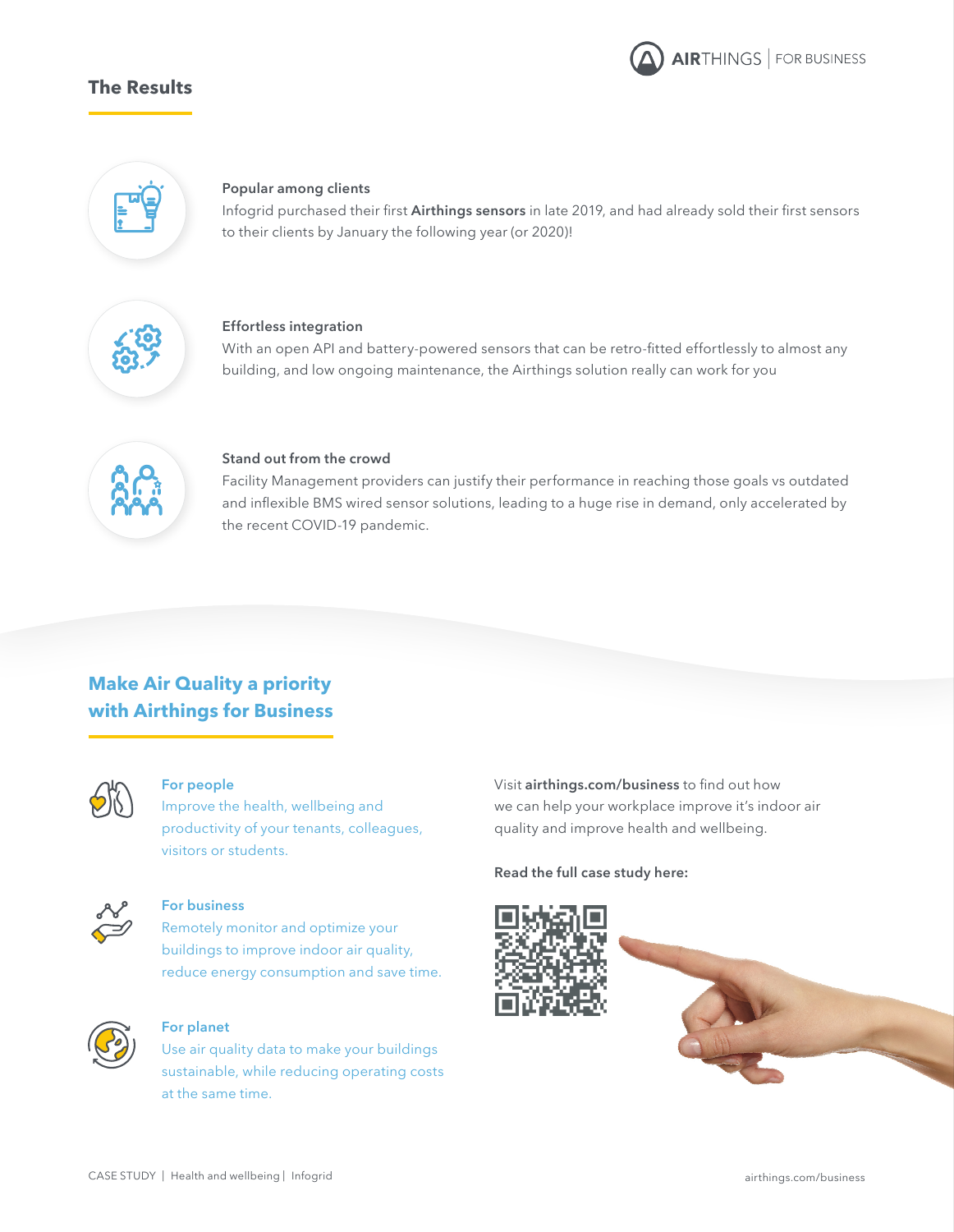## The Results

**Popular among clients**

Infogrid purchased their first **Airthings sensors** in late 2019, and had already sold their first sensors to their clients by January the following year (or 2020)!

**Effortless integration**

With an open API and battery-powered sensors that can be retro-fitted effortlessly to almost any building, and low ongoing maintenance, the Airthings solution really can work for you

**Stand out from the crowd**

Facility Management providers can justify their performance in reaching those goals vs outdated and inflexible BMS wired sensor solutions, leading to a huge rise in demand, only accelerated by the recent COVID-19 pandemic.

## Make Air Quality a priority with Airthings for Business

**For people**

Improve the health, wellbeing and productivity of your tenants, colleagues, visitors or students.

**For business**

Remotely monitor and optimize your buildings to improve indoor air quality, reduce energy consumption and save time.

**For planet**

Use air quality data to make your buildings sustainable, while reducing operating costs at the same time.

Visit **airthings.com/business** to find out how we can help your workplace improve it's indoor air quality and improve health and wellbeing.

**Read the full case study here:**